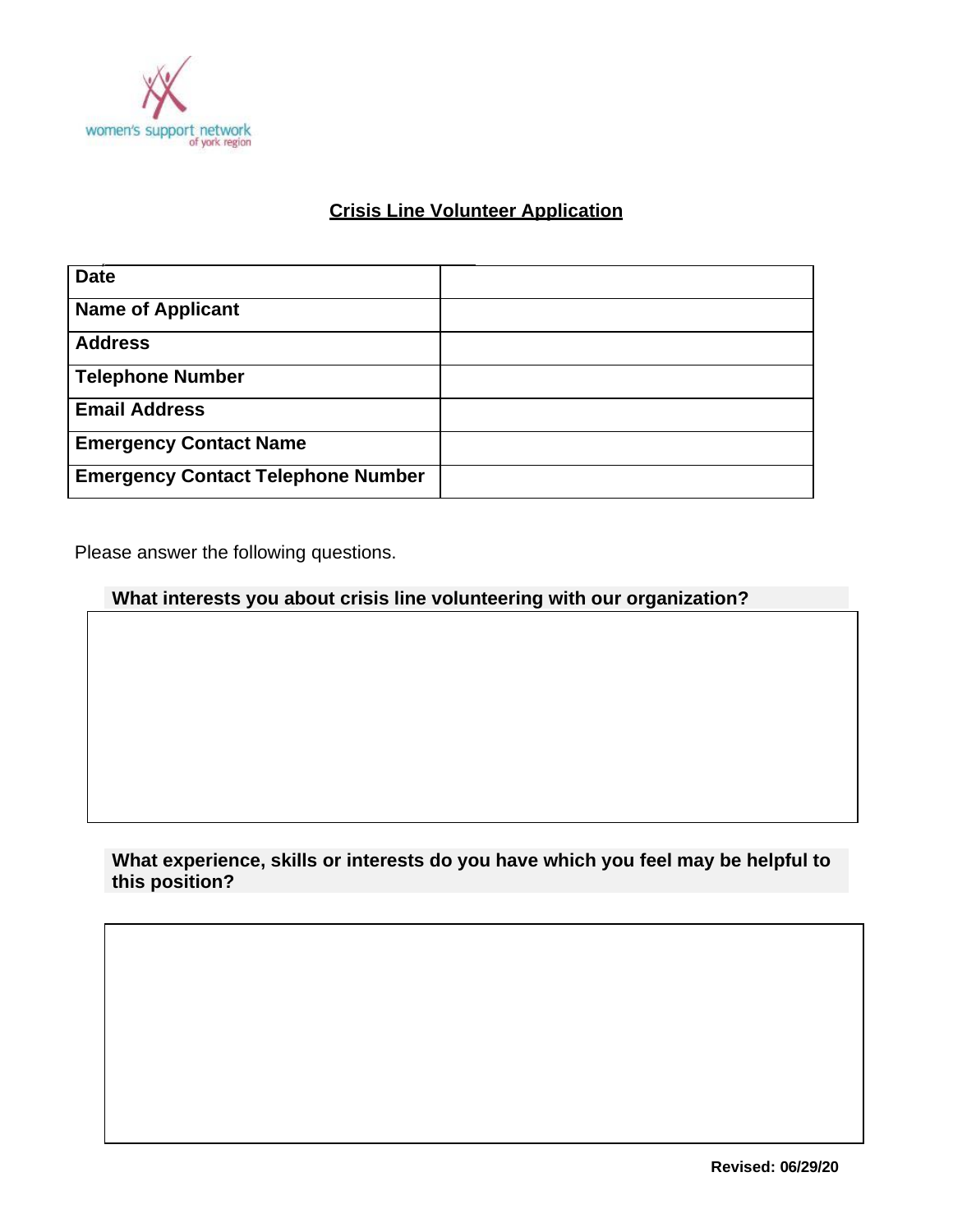women's support network
of york region

## Crisis Line Volunteer Application

| | |
|---|---|
| **Date** | |
| **Name of Applicant** | |
| **Address** | |
| **Telephone Number** | |
| **Email Address** | |
| **Emergency Contact Name** | |
| **Emergency Contact Telephone Number** | |

Please answer the following questions.

**What interests you about crisis line volunteering with our organization?**

**What experience, skills or interests do you have which you feel may be helpful to this position?**

**Revised: 06/29/20**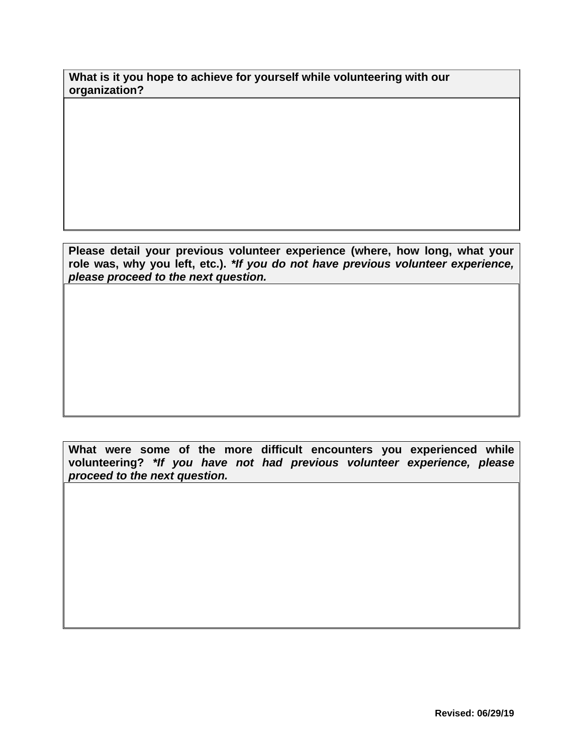| **What is it you hope to achieve for yourself while volunteering with our organization?** |
| --- |
| |

| **Please detail your previous volunteer experience (where, how long, what your role was, why you left, etc.).** ***\*If you do not have previous volunteer experience, please proceed to the next question.*** |
| --- |
| |

| **What were some of the more difficult encounters you experienced while volunteering?** ***\*If you have not had previous volunteer experience, please proceed to the next question.*** |
| --- |
| |

**Revised: 06/29/19**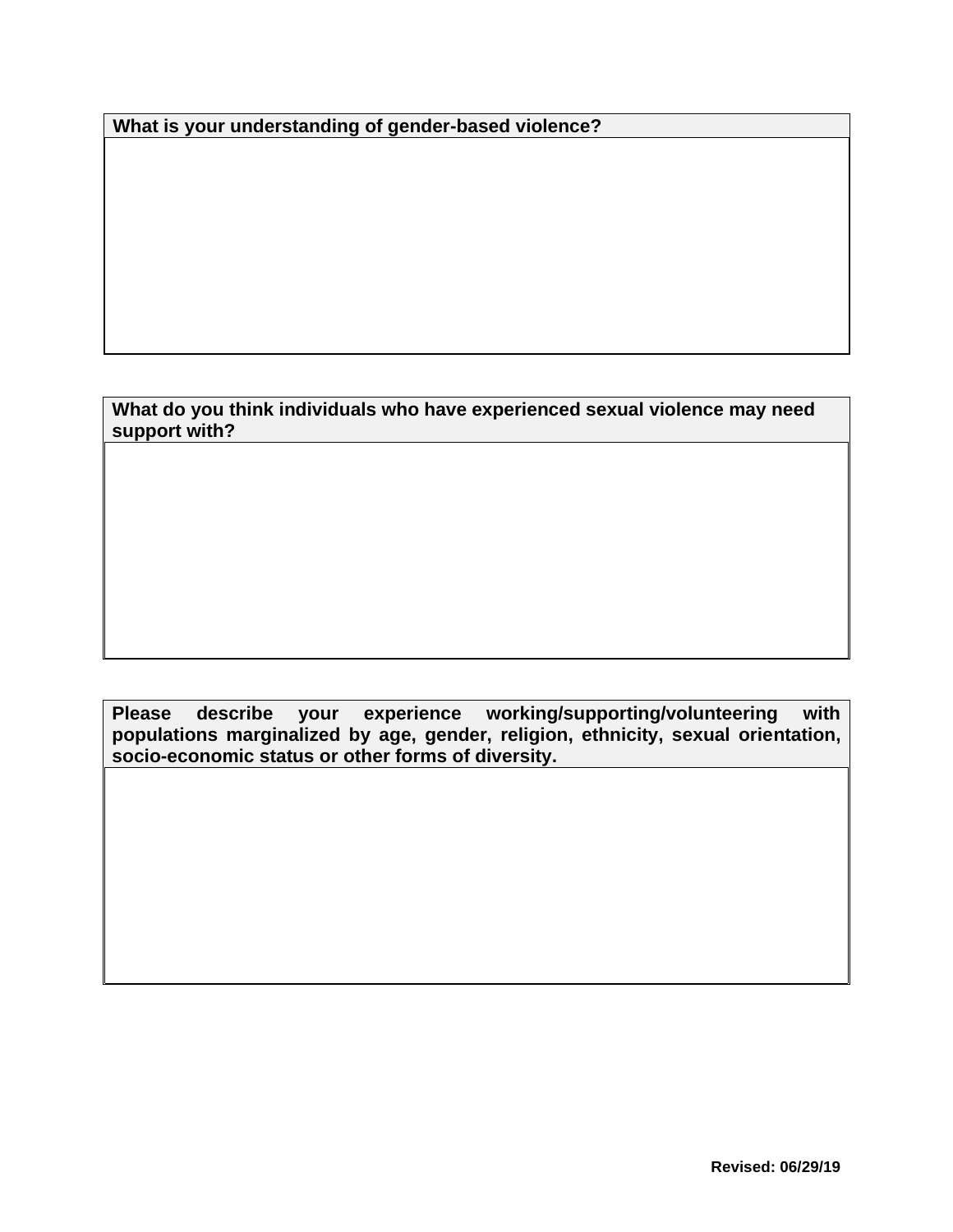| What is your understanding of gender-based violence? |
| --- |
| |

| What do you think individuals who have experienced sexual violence may need support with? |
| --- |
| |

| Please describe your experience working/supporting/volunteering with populations marginalized by age, gender, religion, ethnicity, sexual orientation, socio-economic status or other forms of diversity. |
| --- |
| |

Revised: 06/29/19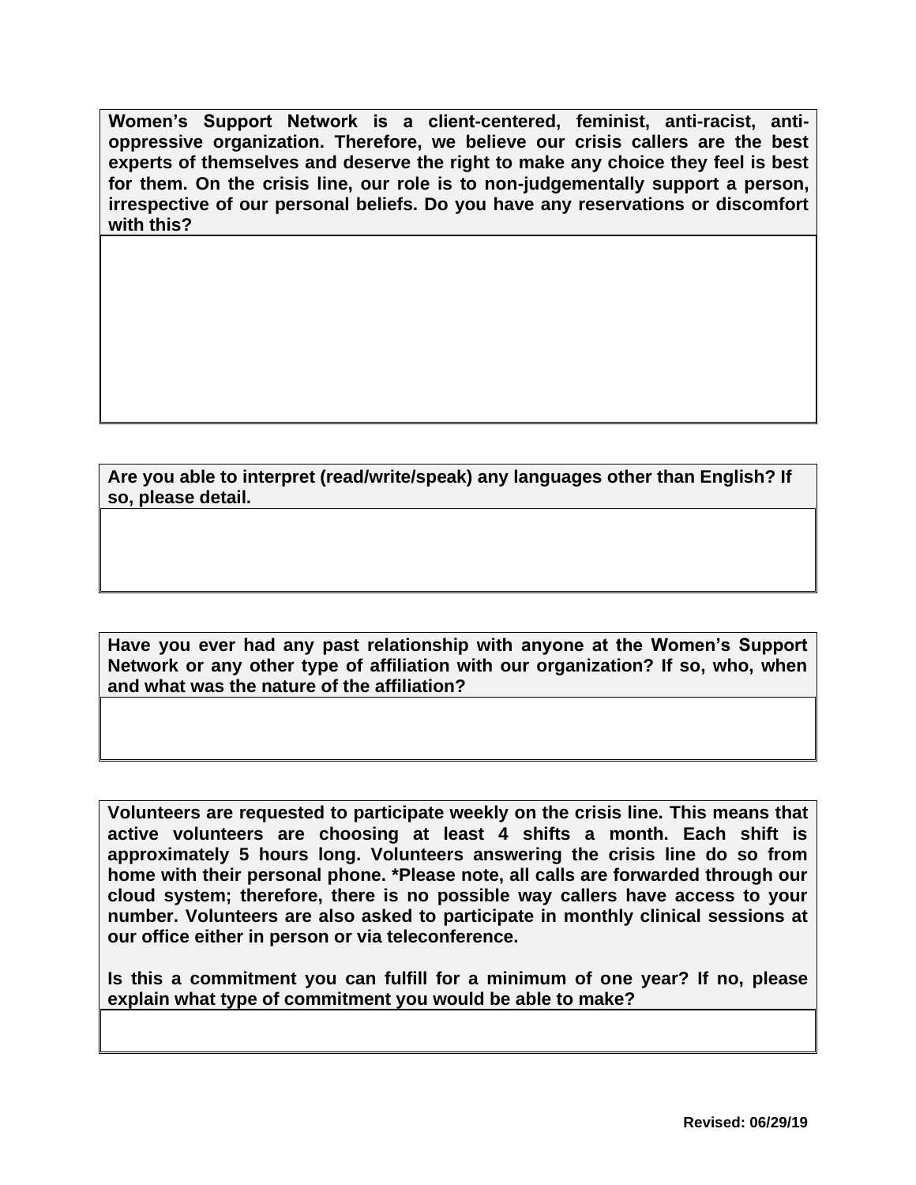**Women's Support Network is a client-centered, feminist, anti-racist, anti-oppressive organization. Therefore, we believe our crisis callers are the best experts of themselves and deserve the right to make any choice they feel is best for them. On the crisis line, our role is to non-judgementally support a person, irrespective of our personal beliefs. Do you have any reservations or discomfort with this?**

**Are you able to interpret (read/write/speak) any languages other than English? If so, please detail.**

**Have you ever had any past relationship with anyone at the Women's Support Network or any other type of affiliation with our organization? If so, who, when and what was the nature of the affiliation?**

**Volunteers are requested to participate weekly on the crisis line. This means that active volunteers are choosing at least 4 shifts a month. Each shift is approximately 5 hours long. Volunteers answering the crisis line do so from home with their personal phone. *Please note, all calls are forwarded through our cloud system; therefore, there is no possible way callers have access to your number. Volunteers are also asked to participate in monthly clinical sessions at our office either in person or via teleconference.**

**Is this a commitment you can fulfill for a minimum of one year? If no, please explain what type of commitment you would be able to make?**

**Revised: 06/29/19**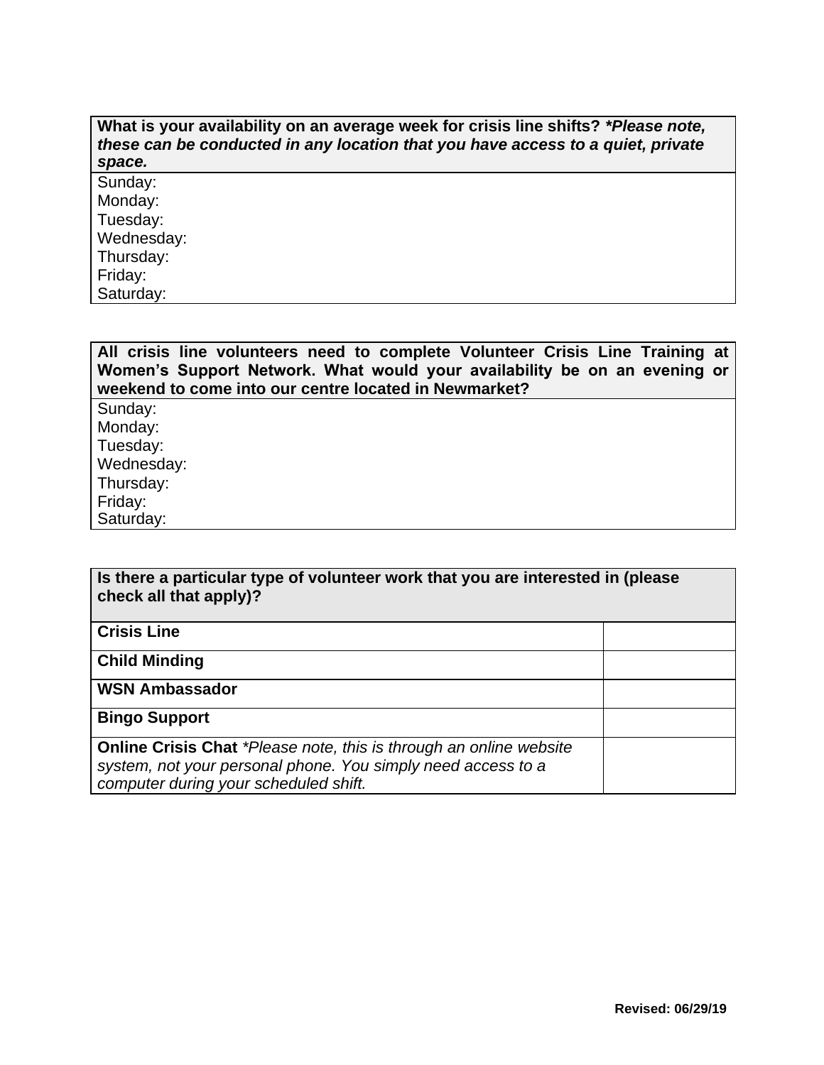| **What is your availability on an average week for crisis line shifts?** ***\*Please note, these can be conducted in any location that you have access to a quiet, private space.*** |
|---|
| Sunday:<br>Monday:<br>Tuesday:<br>Wednesday:<br>Thursday:<br>Friday:<br>Saturday: |

| **All crisis line volunteers need to complete Volunteer Crisis Line Training at Women's Support Network. What would your availability be on an evening or weekend to come into our centre located in Newmarket?** |
|---|
| Sunday:<br>Monday:<br>Tuesday:<br>Wednesday:<br>Thursday:<br>Friday:<br>Saturday: |

| **Is there a particular type of volunteer work that you are interested in (please check all that apply)?** | |
|---|---|
| **Crisis Line** | |
| **Child Minding** | |
| **WSN Ambassador** | |
| **Bingo Support** | |
| **Online Crisis Chat** *\*Please note, this is through an online website system, not your personal phone. You simply need access to a computer during your scheduled shift.* | |

**Revised: 06/29/19**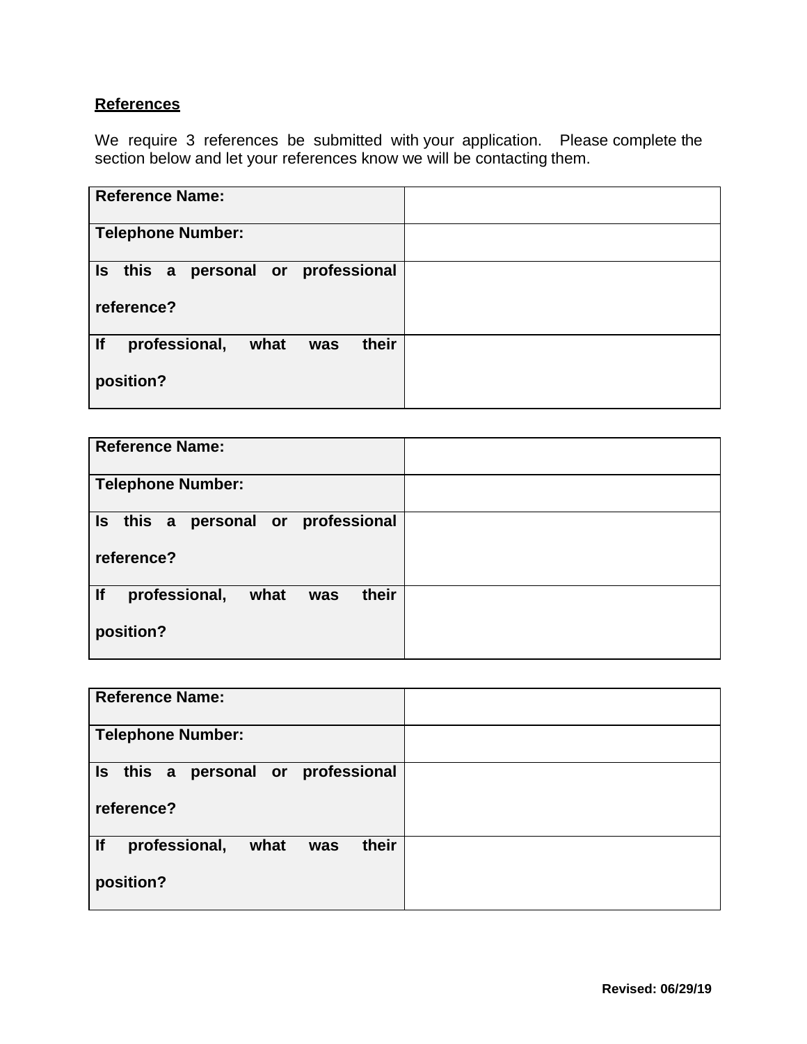## References

We require 3 references be submitted with your application. Please complete the section below and let your references know we will be contacting them.

| | |
|---|---|
| **Reference Name:** | |
| **Telephone Number:** | |
| **Is this a personal or professional reference?** | |
| **If professional, what was their position?** | |

| | |
|---|---|
| **Reference Name:** | |
| **Telephone Number:** | |
| **Is this a personal or professional reference?** | |
| **If professional, what was their position?** | |

| | |
|---|---|
| **Reference Name:** | |
| **Telephone Number:** | |
| **Is this a personal or professional reference?** | |
| **If professional, what was their position?** | |

**Revised: 06/29/19**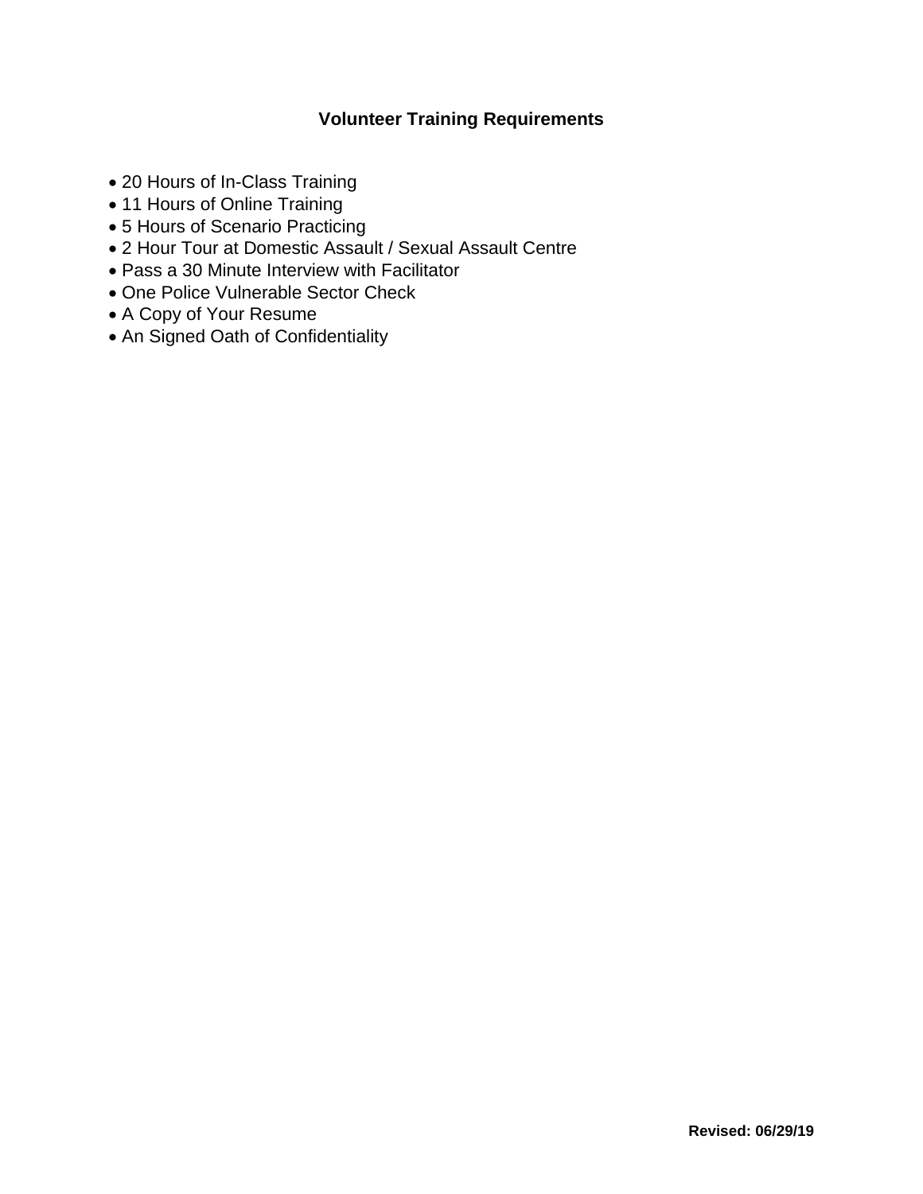**Volunteer Training Requirements**

- 20 Hours of In-Class Training
- 11 Hours of Online Training
- 5 Hours of Scenario Practicing
- 2 Hour Tour at Domestic Assault / Sexual Assault Centre
- Pass a 30 Minute Interview with Facilitator
- One Police Vulnerable Sector Check
- A Copy of Your Resume
- An Signed Oath of Confidentiality

**Revised: 06/29/19**